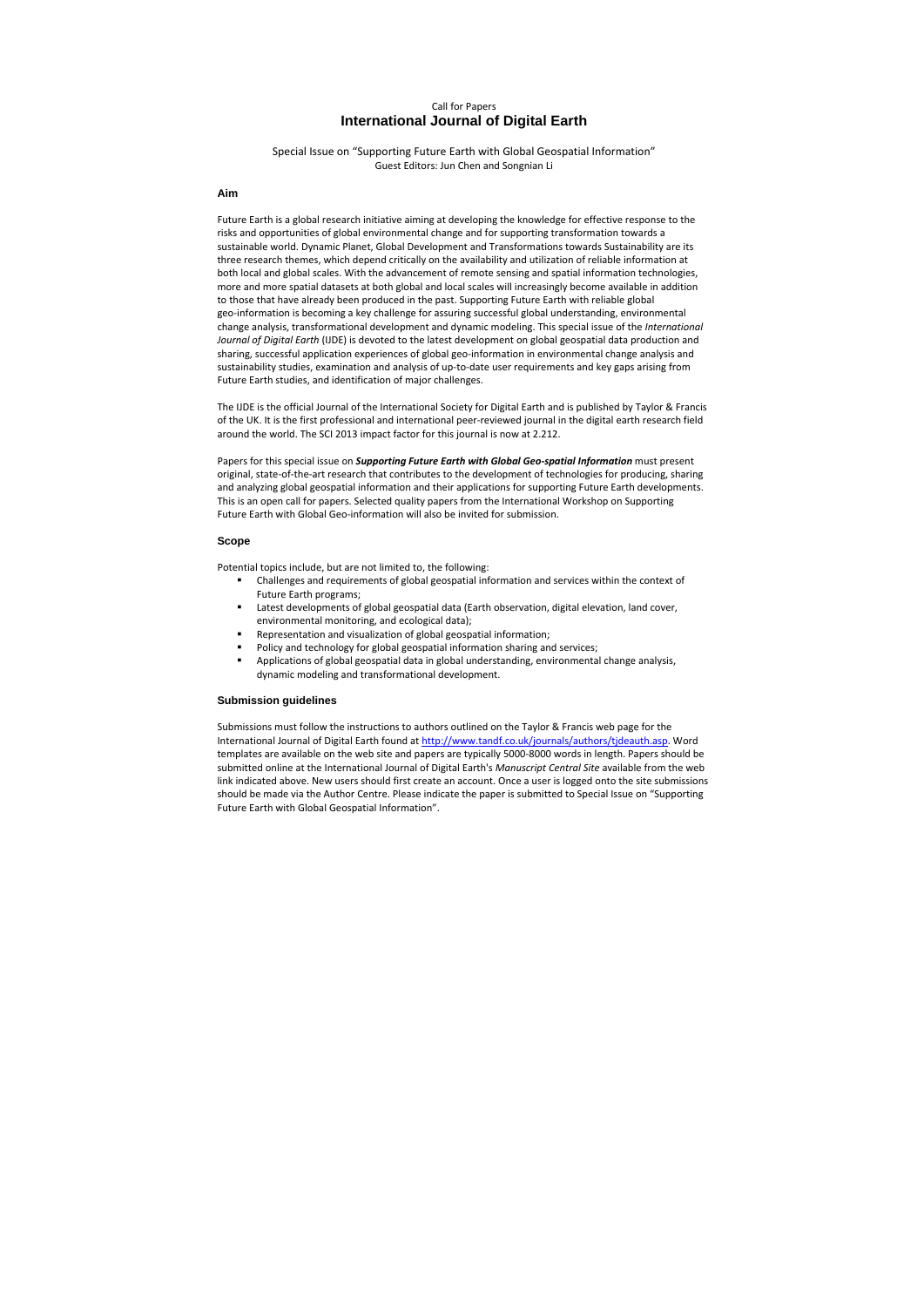Call for Papers

# International Journal of Digital Earth

Special Issue on "Supporting Future Earth with Global Geospatial Information"
Guest Editors: Jun Chen and Songnian Li

## Aim

Future Earth is a global research initiative aiming at developing the knowledge for effective response to the risks and opportunities of global environmental change and for supporting transformation towards a sustainable world. Dynamic Planet, Global Development and Transformations towards Sustainability are its three research themes, which depend critically on the availability and utilization of reliable information at both local and global scales. With the advancement of remote sensing and spatial information technologies, more and more spatial datasets at both global and local scales will increasingly become available in addition to those that have already been produced in the past. Supporting Future Earth with reliable global geo-information is becoming a key challenge for assuring successful global understanding, environmental change analysis, transformational development and dynamic modeling. This special issue of the *International Journal of Digital Earth* (IJDE) is devoted to the latest development on global geospatial data production and sharing, successful application experiences of global geo-information in environmental change analysis and sustainability studies, examination and analysis of up-to-date user requirements and key gaps arising from Future Earth studies, and identification of major challenges.

The IJDE is the official Journal of the International Society for Digital Earth and is published by Taylor & Francis of the UK. It is the first professional and international peer-reviewed journal in the digital earth research field around the world. The SCI 2013 impact factor for this journal is now at 2.212.

Papers for this special issue on ***Supporting Future Earth with Global Geo-spatial Information*** must present original, state-of-the-art research that contributes to the development of technologies for producing, sharing and analyzing global geospatial information and their applications for supporting Future Earth developments. This is an open call for papers. Selected quality papers from the International Workshop on Supporting Future Earth with Global Geo-information will also be invited for submission.

## Scope

Potential topics include, but are not limited to, the following:

- Challenges and requirements of global geospatial information and services within the context of Future Earth programs;
- Latest developments of global geospatial data (Earth observation, digital elevation, land cover, environmental monitoring, and ecological data);
- Representation and visualization of global geospatial information;
- Policy and technology for global geospatial information sharing and services;
- Applications of global geospatial data in global understanding, environmental change analysis, dynamic modeling and transformational development.

## Submission guidelines

Submissions must follow the instructions to authors outlined on the Taylor & Francis web page for the International Journal of Digital Earth found at http://www.tandf.co.uk/journals/authors/tjdeauth.asp. Word templates are available on the web site and papers are typically 5000-8000 words in length. Papers should be submitted online at the International Journal of Digital Earth's *Manuscript Central Site* available from the web link indicated above. New users should first create an account. Once a user is logged onto the site submissions should be made via the Author Centre. Please indicate the paper is submitted to Special Issue on "Supporting Future Earth with Global Geospatial Information".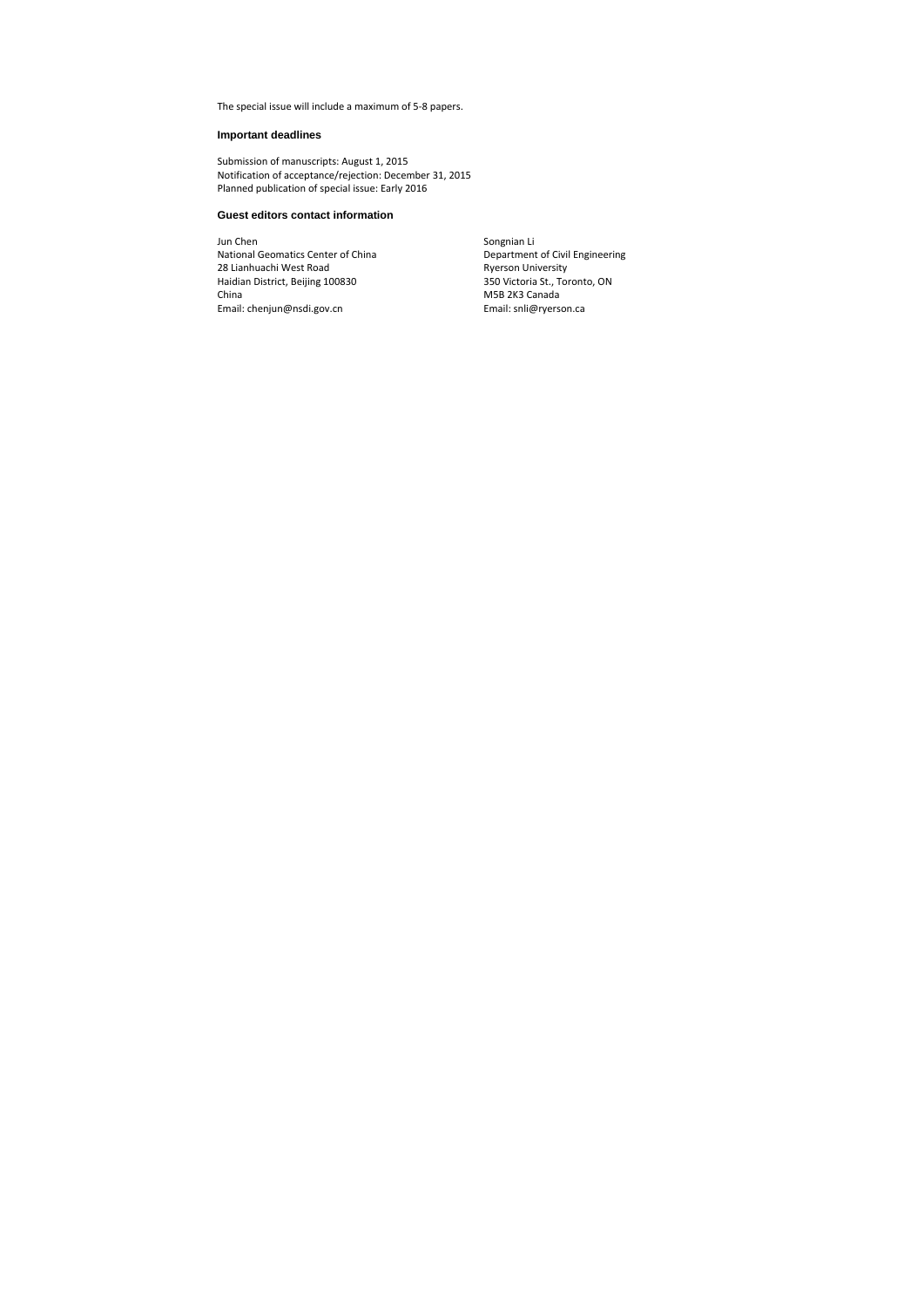The special issue will include a maximum of 5-8 papers.

### Important deadlines

Submission of manuscripts: August 1, 2015
Notification of acceptance/rejection: December 31, 2015
Planned publication of special issue: Early 2016

### Guest editors contact information

Jun Chen
National Geomatics Center of China
28 Lianhuachi West Road
Haidian District, Beijing 100830
China
Email: chenjun@nsdi.gov.cn

Songnian Li
Department of Civil Engineering
Ryerson University
350 Victoria St., Toronto, ON
M5B 2K3 Canada
Email: snli@ryerson.ca